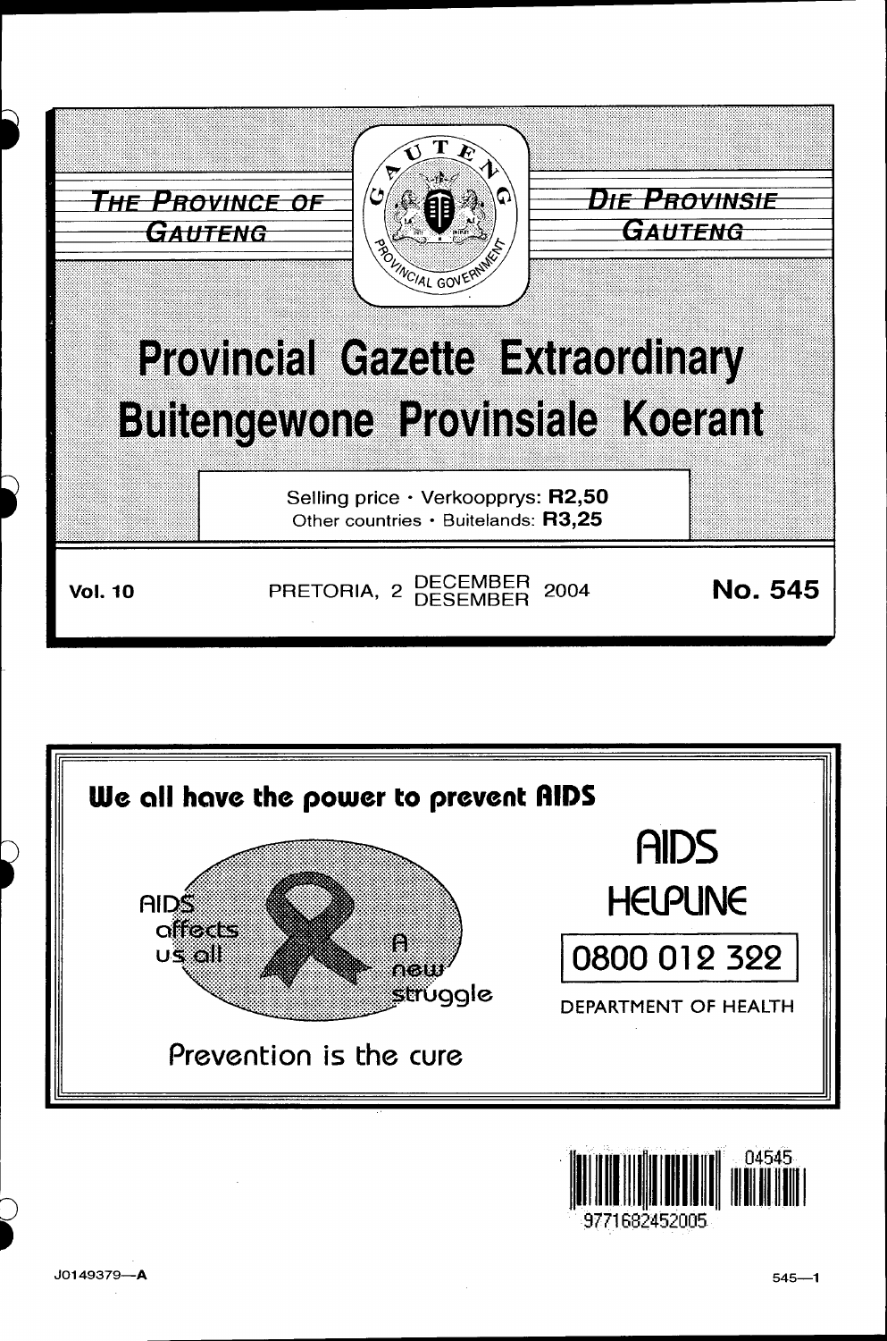THE PROVINCE OF GAUTENG

DIE PROVINSIE GAUTENG

# Provincial Gazette Extraordinary
# Buitengewone Provinsiale Koerant

Selling price · Verkoopprys: **R2,50**
Other countries · Buitelands: **R3,25**

**Vol. 10** PRETORIA, 2 DECEMBER / DESEMBER 2004 **No. 545**

**We all have the power to prevent AIDS**

AIDS affects us all

A new struggle

Prevention is the cure

AIDS HELPLINE

0800 012 322

DEPARTMENT OF HEALTH

J0149379—A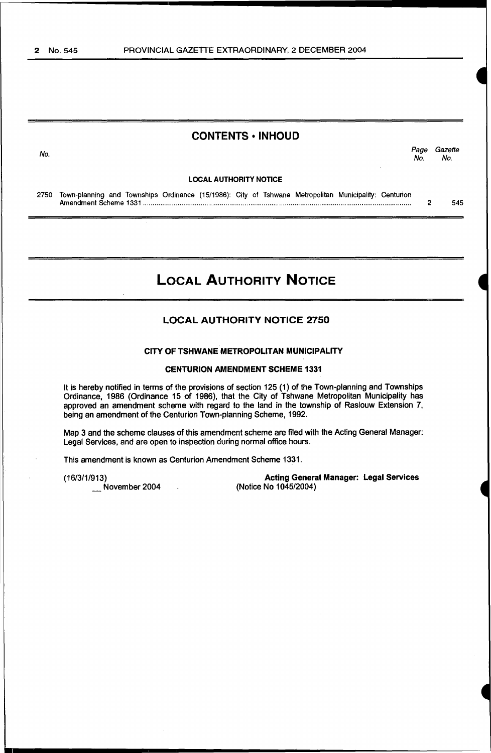## CONTENTS • INHOUD

| No. | | Page No. | Gazette No. |
|---|---|---|---|
| | **LOCAL AUTHORITY NOTICE** | | |
| 2750 | Town-planning and Townships Ordinance (15/1986): City of Tshwane Metropolitan Municipality: Centurion Amendment Scheme 1331 | 2 | 545 |

# LOCAL AUTHORITY NOTICE

## LOCAL AUTHORITY NOTICE 2750

### CITY OF TSHWANE METROPOLITAN MUNICIPALITY

### CENTURION AMENDMENT SCHEME 1331

It is hereby notified in terms of the provisions of section 125 (1) of the Town-planning and Townships Ordinance, 1986 (Ordinance 15 of 1986), that the City of Tshwane Metropolitan Municipality has approved an amendment scheme with regard to the land in the township of Raslouw Extension 7, being an amendment of the Centurion Town-planning Scheme, 1992.

Map 3 and the scheme clauses of this amendment scheme are filed with the Acting General Manager: Legal Services, and are open to inspection during normal office hours.

This amendment is known as Centurion Amendment Scheme 1331.

(16/3/1/913)
__ November 2004

**Acting General Manager: Legal Services**
(Notice No 1045/2004)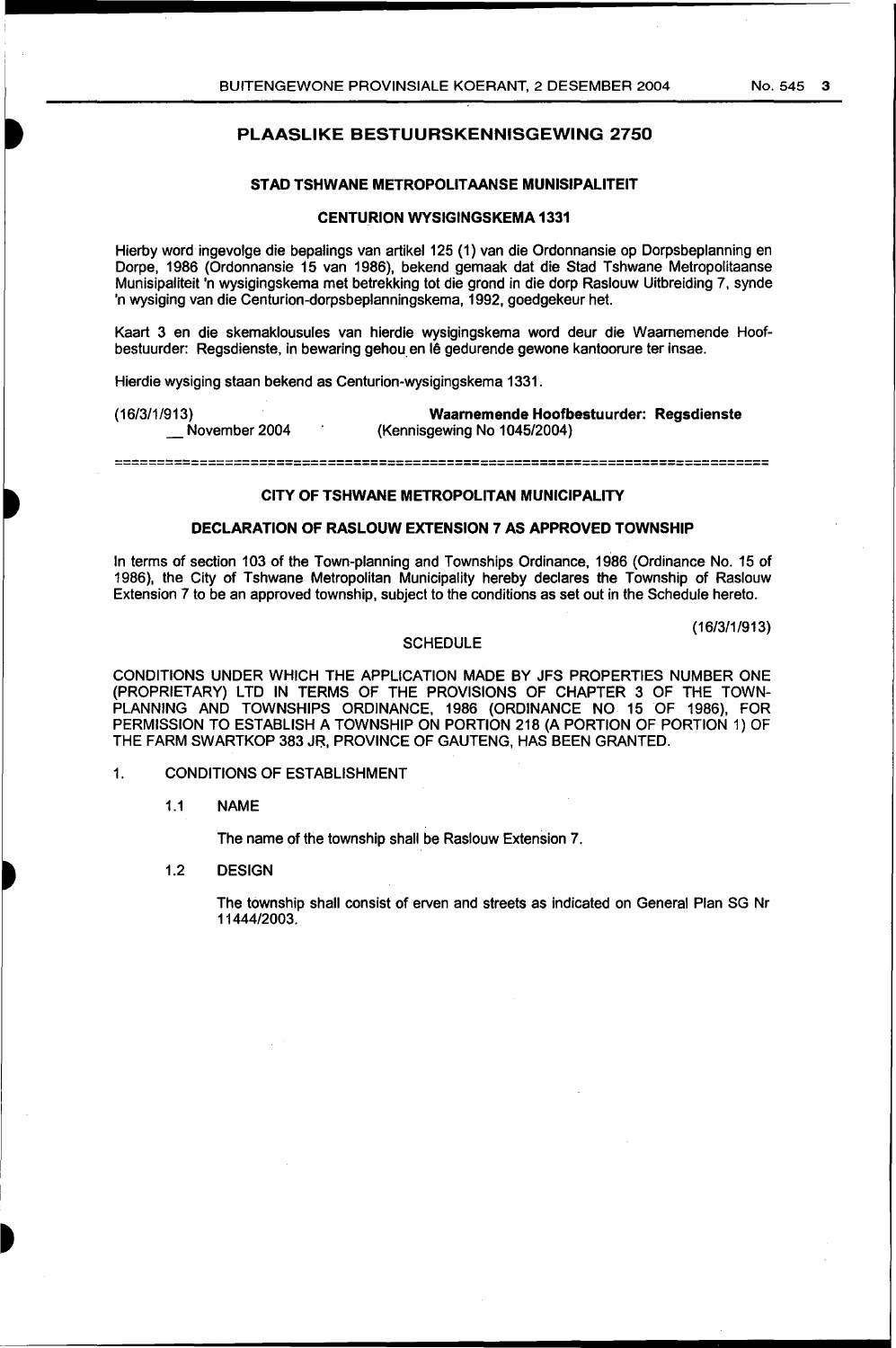## PLAASLIKE BESTUURSKENNISGEWING 2750

### STAD TSHWANE METROPOLITAANSE MUNISIPALITEIT

### CENTURION WYSIGINGSKEMA 1331

Hierby word ingevolge die bepalings van artikel 125 (1) van die Ordonnansie op Dorpsbeplanning en Dorpe, 1986 (Ordonnansie 15 van 1986), bekend gemaak dat die Stad Tshwane Metropolitaanse Munisipaliteit 'n wysigingskema met betrekking tot die grond in die dorp Raslouw Uitbreiding 7, synde 'n wysiging van die Centurion-dorpsbeplanningskema, 1992, goedgekeur het.

Kaart 3 en die skemaklousules van hierdie wysigingskema word deur die Waarnemende Hoofbestuurder: Regsdienste, in bewaring gehou en lê gedurende gewone kantoorure ter insae.

Hierdie wysiging staan bekend as Centurion-wysigingskema 1331.

(16/3/1/913)
__ November 2004

**Waarnemende Hoofbestuurder: Regsdienste**
(Kennisgewing No 1045/2004)

---

### CITY OF TSHWANE METROPOLITAN MUNICIPALITY

### DECLARATION OF RASLOUW EXTENSION 7 AS APPROVED TOWNSHIP

In terms of section 103 of the Town-planning and Townships Ordinance, 1986 (Ordinance No. 15 of 1986), the City of Tshwane Metropolitan Municipality hereby declares the Township of Raslouw Extension 7 to be an approved township, subject to the conditions as set out in the Schedule hereto.

(16/3/1/913)

SCHEDULE

CONDITIONS UNDER WHICH THE APPLICATION MADE BY JFS PROPERTIES NUMBER ONE (PROPRIETARY) LTD IN TERMS OF THE PROVISIONS OF CHAPTER 3 OF THE TOWN-PLANNING AND TOWNSHIPS ORDINANCE, 1986 (ORDINANCE NO 15 OF 1986), FOR PERMISSION TO ESTABLISH A TOWNSHIP ON PORTION 218 (A PORTION OF PORTION 1) OF THE FARM SWARTKOP 383 JR, PROVINCE OF GAUTENG, HAS BEEN GRANTED.

1. CONDITIONS OF ESTABLISHMENT

   1.1 NAME

   The name of the township shall be Raslouw Extension 7.

   1.2 DESIGN

   The township shall consist of erven and streets as indicated on General Plan SG Nr 11444/2003.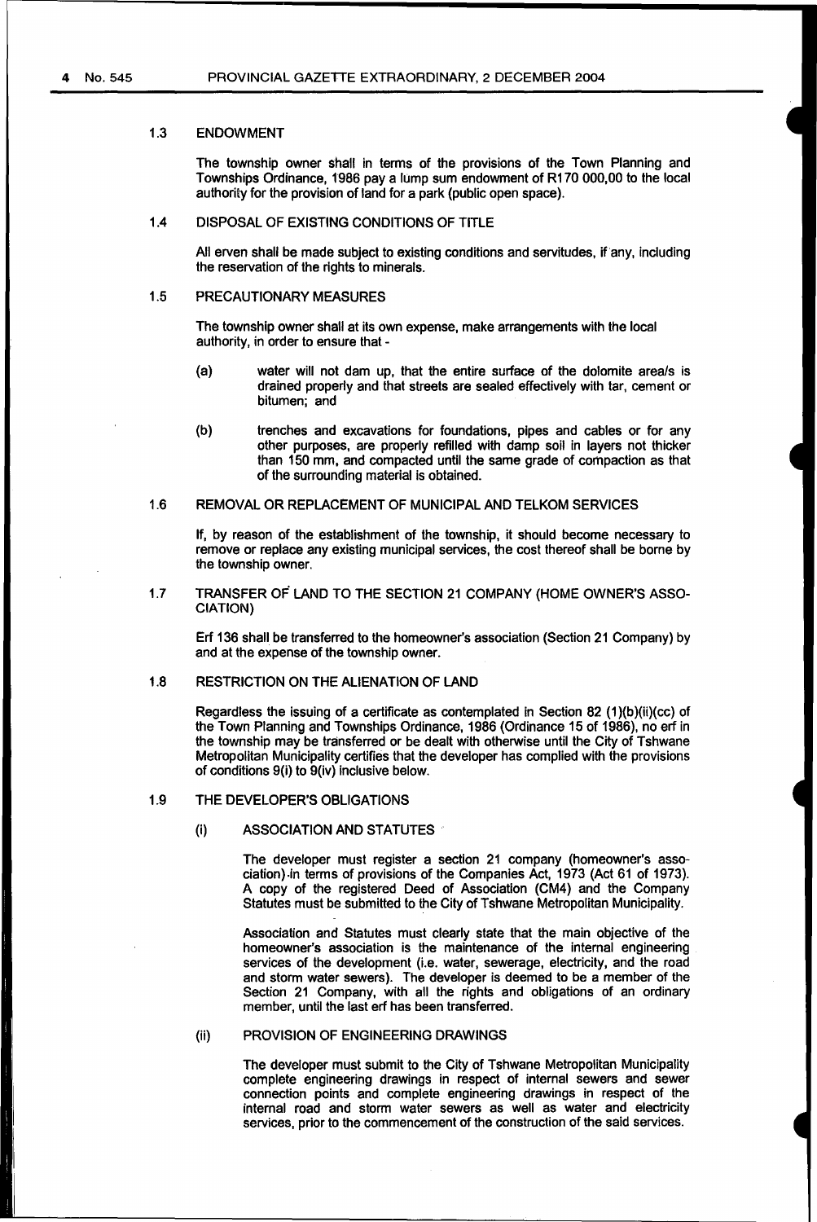### 1.3 ENDOWMENT

The township owner shall in terms of the provisions of the Town Planning and Townships Ordinance, 1986 pay a lump sum endowment of R170 000,00 to the local authority for the provision of land for a park (public open space).

### 1.4 DISPOSAL OF EXISTING CONDITIONS OF TITLE

All erven shall be made subject to existing conditions and servitudes, if any, including the reservation of the rights to minerals.

### 1.5 PRECAUTIONARY MEASURES

The township owner shall at its own expense, make arrangements with the local authority, in order to ensure that -

(a) water will not dam up, that the entire surface of the dolomite area/s is drained properly and that streets are sealed effectively with tar, cement or bitumen; and

(b) trenches and excavations for foundations, pipes and cables or for any other purposes, are properly refilled with damp soil in layers not thicker than 150 mm, and compacted until the same grade of compaction as that of the surrounding material is obtained.

### 1.6 REMOVAL OR REPLACEMENT OF MUNICIPAL AND TELKOM SERVICES

If, by reason of the establishment of the township, it should become necessary to remove or replace any existing municipal services, the cost thereof shall be borne by the township owner.

### 1.7 TRANSFER OF LAND TO THE SECTION 21 COMPANY (HOME OWNER'S ASSOCIATION)

Erf 136 shall be transferred to the homeowner's association (Section 21 Company) by and at the expense of the township owner.

### 1.8 RESTRICTION ON THE ALIENATION OF LAND

Regardless the issuing of a certificate as contemplated in Section 82 (1)(b)(ii)(cc) of the Town Planning and Townships Ordinance, 1986 (Ordinance 15 of 1986), no erf in the township may be transferred or be dealt with otherwise until the City of Tshwane Metropolitan Municipality certifies that the developer has complied with the provisions of conditions 9(i) to 9(iv) inclusive below.

### 1.9 THE DEVELOPER'S OBLIGATIONS

#### (i) ASSOCIATION AND STATUTES

The developer must register a section 21 company (homeowner's association) in terms of provisions of the Companies Act, 1973 (Act 61 of 1973). A copy of the registered Deed of Association (CM4) and the Company Statutes must be submitted to the City of Tshwane Metropolitan Municipality.

Association and Statutes must clearly state that the main objective of the homeowner's association is the maintenance of the internal engineering services of the development (i.e. water, sewerage, electricity, and the road and storm water sewers). The developer is deemed to be a member of the Section 21 Company, with all the rights and obligations of an ordinary member, until the last erf has been transferred.

#### (ii) PROVISION OF ENGINEERING DRAWINGS

The developer must submit to the City of Tshwane Metropolitan Municipality complete engineering drawings in respect of internal sewers and sewer connection points and complete engineering drawings in respect of the internal road and storm water sewers as well as water and electricity services, prior to the commencement of the construction of the said services.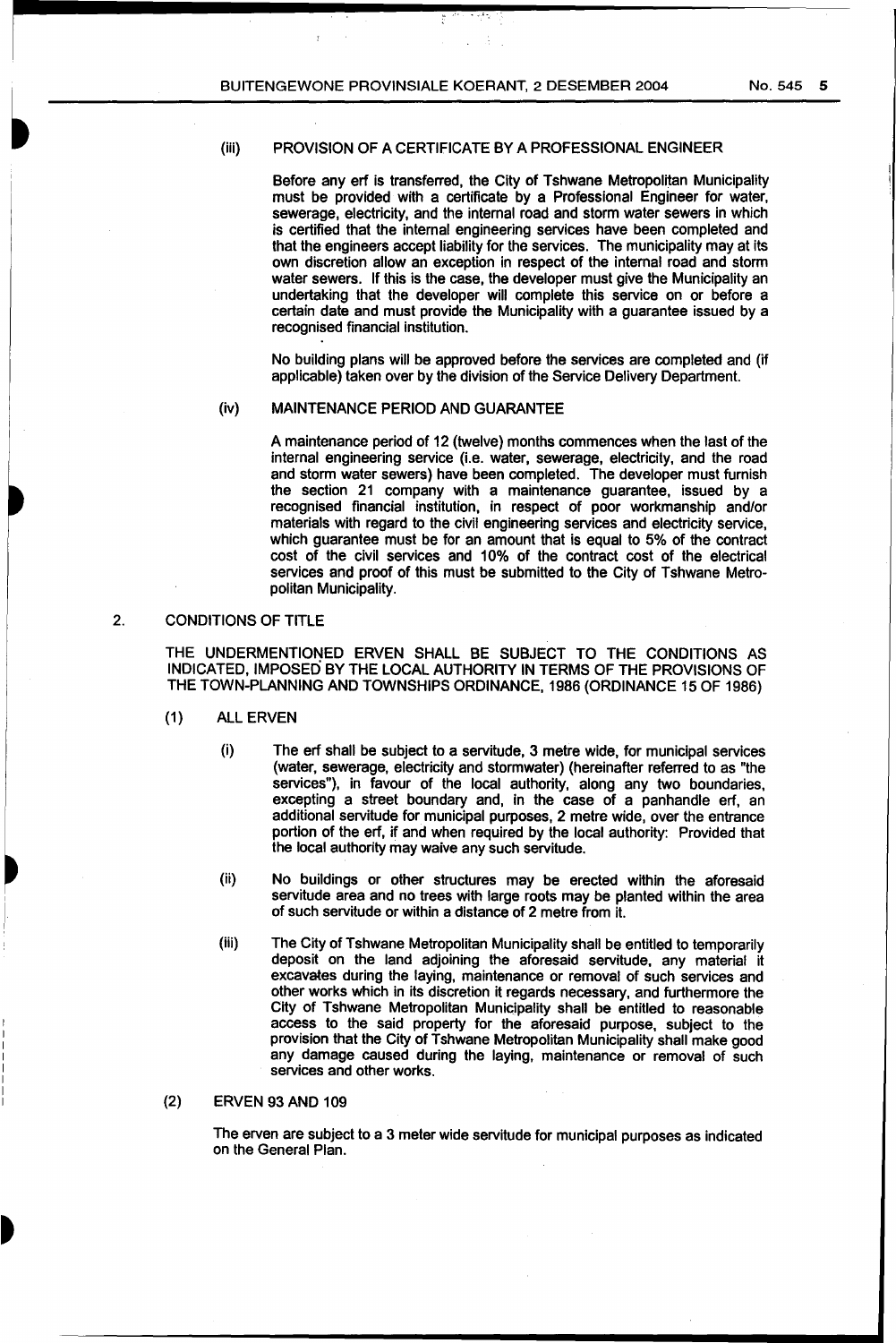(iii) PROVISION OF A CERTIFICATE BY A PROFESSIONAL ENGINEER

Before any erf is transferred, the City of Tshwane Metropolitan Municipality must be provided with a certificate by a Professional Engineer for water, sewerage, electricity, and the internal road and storm water sewers in which is certified that the internal engineering services have been completed and that the engineers accept liability for the services. The municipality may at its own discretion allow an exception in respect of the internal road and storm water sewers. If this is the case, the developer must give the Municipality an undertaking that the developer will complete this service on or before a certain date and must provide the Municipality with a guarantee issued by a recognised financial institution.

No building plans will be approved before the services are completed and (if applicable) taken over by the division of the Service Delivery Department.

(iv) MAINTENANCE PERIOD AND GUARANTEE

A maintenance period of 12 (twelve) months commences when the last of the internal engineering service (i.e. water, sewerage, electricity, and the road and storm water sewers) have been completed. The developer must furnish the section 21 company with a maintenance guarantee, issued by a recognised financial institution, in respect of poor workmanship and/or materials with regard to the civil engineering services and electricity service, which guarantee must be for an amount that is equal to 5% of the contract cost of the civil services and 10% of the contract cost of the electrical services and proof of this must be submitted to the City of Tshwane Metropolitan Municipality.

2. CONDITIONS OF TITLE

THE UNDERMENTIONED ERVEN SHALL BE SUBJECT TO THE CONDITIONS AS INDICATED, IMPOSED BY THE LOCAL AUTHORITY IN TERMS OF THE PROVISIONS OF THE TOWN-PLANNING AND TOWNSHIPS ORDINANCE, 1986 (ORDINANCE 15 OF 1986)

(1) ALL ERVEN

(i) The erf shall be subject to a servitude, 3 metre wide, for municipal services (water, sewerage, electricity and stormwater) (hereinafter referred to as "the services"), in favour of the local authority, along any two boundaries, excepting a street boundary and, in the case of a panhandle erf, an additional servitude for municipal purposes, 2 metre wide, over the entrance portion of the erf, if and when required by the local authority: Provided that the local authority may waive any such servitude.

(ii) No buildings or other structures may be erected within the aforesaid servitude area and no trees with large roots may be planted within the area of such servitude or within a distance of 2 metre from it.

(iii) The City of Tshwane Metropolitan Municipality shall be entitled to temporarily deposit on the land adjoining the aforesaid servitude, any material it excavates during the laying, maintenance or removal of such services and other works which in its discretion it regards necessary, and furthermore the City of Tshwane Metropolitan Municipality shall be entitled to reasonable access to the said property for the aforesaid purpose, subject to the provision that the City of Tshwane Metropolitan Municipality shall make good any damage caused during the laying, maintenance or removal of such services and other works.

(2) ERVEN 93 AND 109

The erven are subject to a 3 meter wide servitude for municipal purposes as indicated on the General Plan.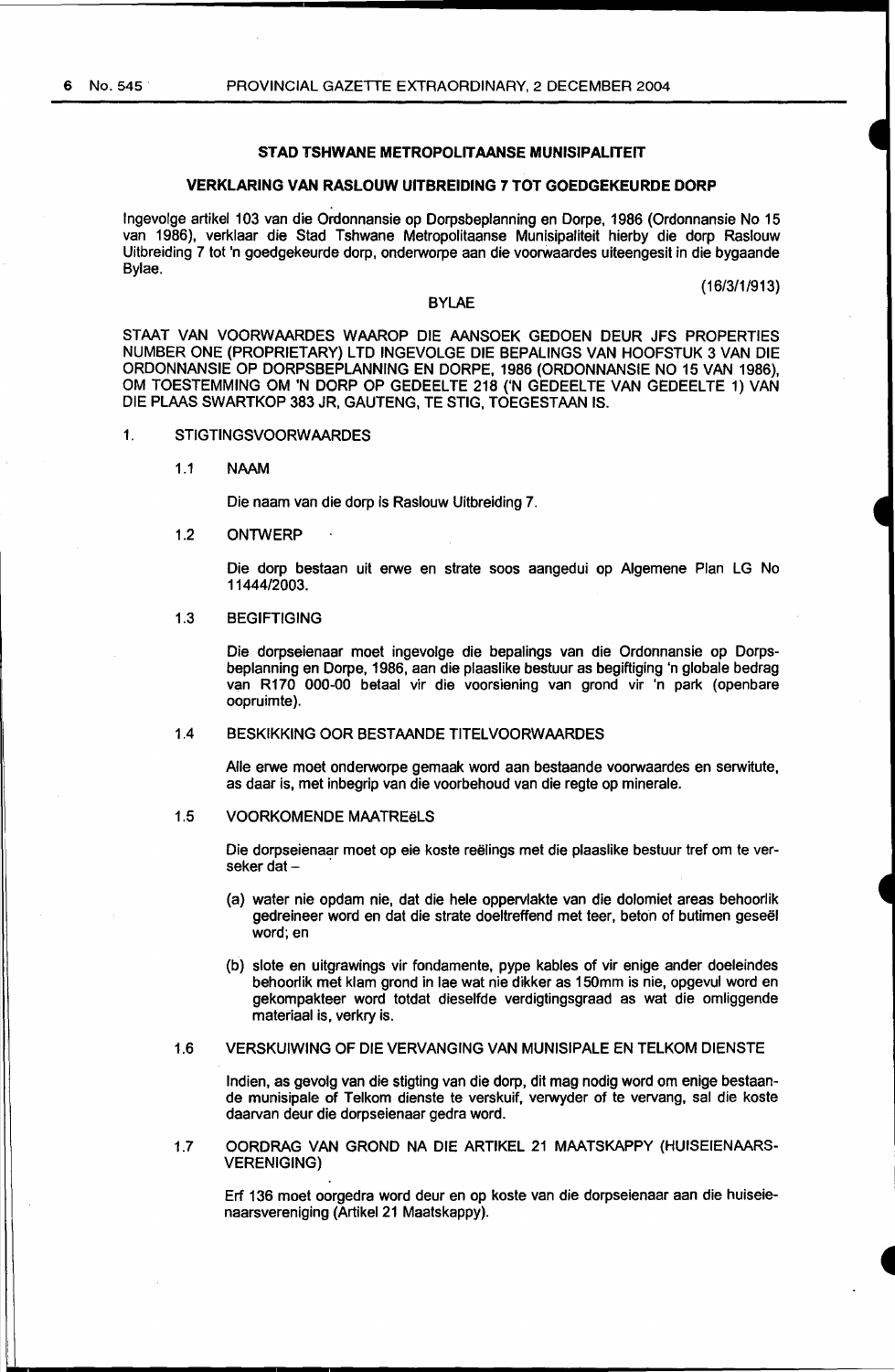## STAD TSHWANE METROPOLITAANSE MUNISIPALITEIT

## VERKLARING VAN RASLOUW UITBREIDING 7 TOT GOEDGEKEURDE DORP

Ingevolge artikel 103 van die Ordonnansie op Dorpsbeplanning en Dorpe, 1986 (Ordonnansie No 15 van 1986), verklaar die Stad Tshwane Metropolitaanse Munisipaliteit hierby die dorp Raslouw Uitbreiding 7 tot 'n goedgekeurde dorp, onderworpe aan die voorwaardes uiteengesit in die bygaande Bylae.

(16/3/1/913)

BYLAE

STAAT VAN VOORWAARDES WAAROP DIE AANSOEK GEDOEN DEUR JFS PROPERTIES NUMBER ONE (PROPRIETARY) LTD INGEVOLGE DIE BEPALINGS VAN HOOFSTUK 3 VAN DIE ORDONNANSIE OP DORPSBEPLANNING EN DORPE, 1986 (ORDONNANSIE NO 15 VAN 1986), OM TOESTEMMING OM 'N DORP OP GEDEELTE 218 ('N GEDEELTE VAN GEDEELTE 1) VAN DIE PLAAS SWARTKOP 383 JR, GAUTENG, TE STIG, TOEGESTAAN IS.

1. STIGTINGSVOORWAARDES

1.1 NAAM

Die naam van die dorp is Raslouw Uitbreiding 7.

1.2 ONTWERP

Die dorp bestaan uit erwe en strate soos aangedui op Algemene Plan LG No 11444/2003.

1.3 BEGIFTIGING

Die dorpseienaar moet ingevolge die bepalings van die Ordonnansie op Dorpsbeplanning en Dorpe, 1986, aan die plaaslike bestuur as begiftiging 'n globale bedrag van R170 000-00 betaal vir die voorsiening van grond vir 'n park (openbare oopruimte).

1.4 BESKIKKING OOR BESTAANDE TITELVOORWAARDES

Alle erwe moet onderworpe gemaak word aan bestaande voorwaardes en serwitute, as daar is, met inbegrip van die voorbehoud van die regte op minerale.

1.5 VOORKOMENDE MAATREëLS

Die dorpseienaar moet op eie koste reëlings met die plaaslike bestuur tref om te verseker dat –

(a) water nie opdam nie, dat die hele oppervlakte van die dolomiet areas behoorlik gedreineer word en dat die strate doeltreffend met teer, beton of butimen geseël word; en

(b) slote en uitgrawings vir fondamente, pype kables of vir enige ander doeleindes behoorlik met klam grond in lae wat nie dikker as 150mm is nie, opgevul word en gekompakteer word totdat dieselfde verdigtingsgraad as wat die omliggende materiaal is, verkry is.

1.6 VERSKUIWING OF DIE VERVANGING VAN MUNISIPALE EN TELKOM DIENSTE

Indien, as gevolg van die stigting van die dorp, dit mag nodig word om enige bestaande munisipale of Telkom dienste te verskuif, verwyder of te vervang, sal die koste daarvan deur die dorpseienaar gedra word.

1.7 OORDRAG VAN GROND NA DIE ARTIKEL 21 MAATSKAPPY (HUISEIENAARSVERENIGING)

Erf 136 moet oorgedra word deur en op koste van die dorpseienaar aan die huiseienaarsvereniging (Artikel 21 Maatskappy).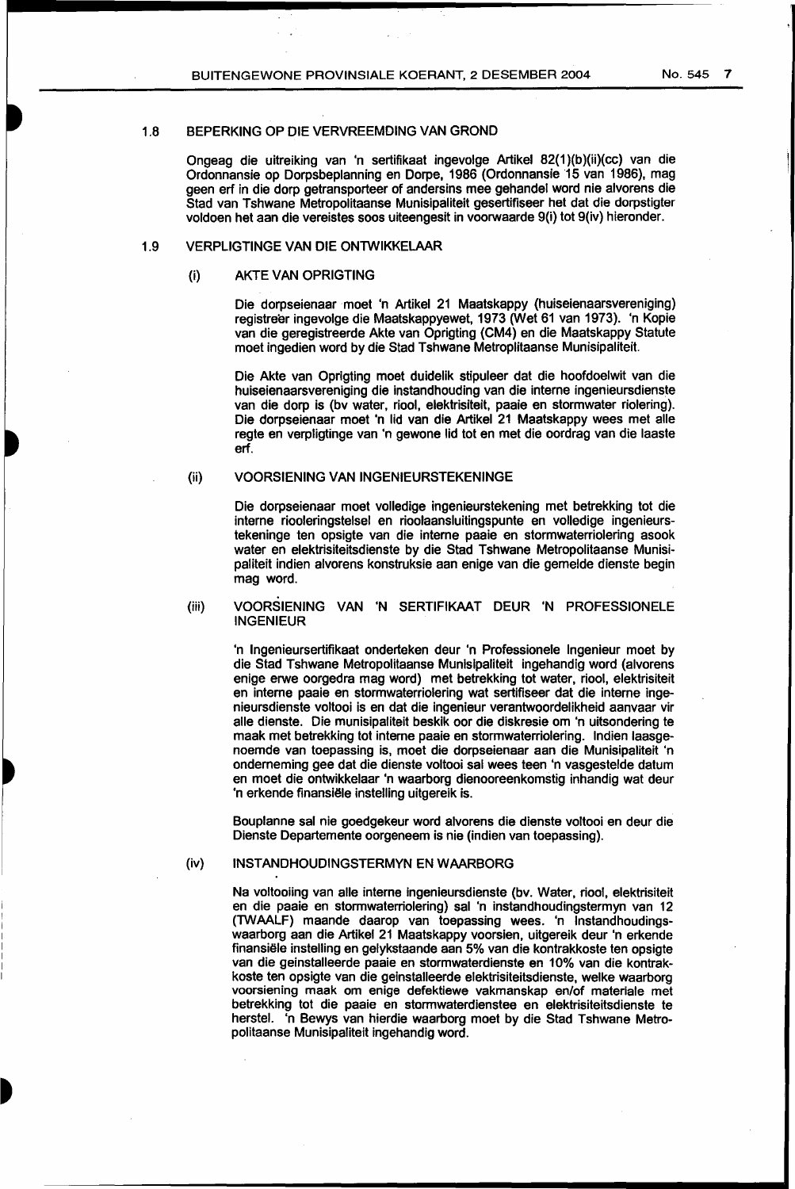### 1.8 BEPERKING OP DIE VERVREEMDING VAN GROND

Ongeag die uitreiking van 'n sertifikaat ingevolge Artikel 82(1)(b)(ii)(cc) van die Ordonnansie op Dorpsbeplanning en Dorpe, 1986 (Ordonnansie 15 van 1986), mag geen erf in die dorp getransporteer of andersins mee gehandel word nie alvorens die Stad van Tshwane Metropolitaanse Munisipaliteit gesertifiseer het dat die dorpstigter voldoen het aan die vereistes soos uiteengesit in voorwaarde 9(i) tot 9(iv) hieronder.

### 1.9 VERPLIGTINGE VAN DIE ONTWIKKELAAR

#### (i) AKTE VAN OPRIGTING

Die dorpseienaar moet 'n Artikel 21 Maatskappy (huiseienaarsvereniging) registreër ingevolge die Maatskappyewet, 1973 (Wet 61 van 1973). 'n Kopie van die geregistreerde Akte van Oprigting (CM4) en die Maatskappy Statute moet ingedien word by die Stad Tshwane Metroplitaanse Munisipaliteit.

Die Akte van Oprigting moet duidelik stipuleer dat die hoofdoelwit van die huiseienaarsvereniging die instandhouding van die interne ingenieursdienste van die dorp is (bv water, riool, elektrisiteit, paaie en stormwater riolering). Die dorpseienaar moet 'n lid van die Artikel 21 Maatskappy wees met alle regte en verpligtinge van 'n gewone lid tot en met die oordrag van die laaste erf.

#### (ii) VOORSIENING VAN INGENIEURSTEKENINGE

Die dorpseienaar moet volledige ingenieurstekening met betrekking tot die interne rioleringstelsel en rioolaansluitingspunte en volledige ingenieurstekeninge ten opsigte van die interne paaie en stormwaterriolering asook water en elektrisiteitsdienste by die Stad Tshwane Metropolitaanse Munisipaliteit indien alvorens konstruksie aan enige van die gemelde dienste begin mag word.

#### (iii) VOORSIENING VAN 'N SERTIFIKAAT DEUR 'N PROFESSIONELE INGENIEUR

'n Ingenieursertifikaat onderteken deur 'n Professionele Ingenieur moet by die Stad Tshwane Metropolitaanse Munisipaliteit ingehandig word (alvorens enige erwe oorgedra mag word) met betrekking tot water, riool, elektrisiteit en interne paaie en stormwaterriolering wat sertifiseer dat die interne ingenieursdienste voltooi is en dat die ingenieur verantwoordelikheid aanvaar vir alle dienste. Die munisipaliteit beskik oor die diskresie om 'n uitsondering te maak met betrekking tot interne paaie en stormwaterriolering. Indien laasgenoemde van toepassing is, moet die dorpseienaar aan die Munisipaliteit 'n onderneming gee dat die dienste voltooi sal wees teen 'n vasgestelde datum en moet die ontwikkelaar 'n waarborg dienooreenkomstig inhandig wat deur 'n erkende finansiële instelling uitgereik is.

Bouplanne sal nie goedgekeur word alvorens die dienste voltooi en deur die Dienste Departemente oorgeneem is nie (indien van toepassing).

#### (iv) INSTANDHOUDINGSTERMYN EN WAARBORG

Na voltooiing van alle interne ingenieursdienste (bv. Water, riool, elektrisiteit en die paaie en stormwaterriolering) sal 'n instandhoudingstermyn van 12 (TWAALF) maande daarop van toepassing wees. 'n Instandhoudingswaarborg aan die Artikel 21 Maatskappy voorsien, uitgereik deur 'n erkende finansiële instelling en gelykstaande aan 5% van die kontrakkoste ten opsigte van die geïnstalleerde paaie en stormwaterdienste en 10% van die kontrakkoste ten opsigte van die geïnstalleerde elektrisiteitsdienste, welke waarborg voorsiening maak om enige defektiewe vakmanskap en/of materiale met betrekking tot die paaie en stormwaterdienstee en elektrisiteitsdienste te herstel. 'n Bewys van hierdie waarborg moet by die Stad Tshwane Metropolitaanse Munisipaliteit ingehandig word.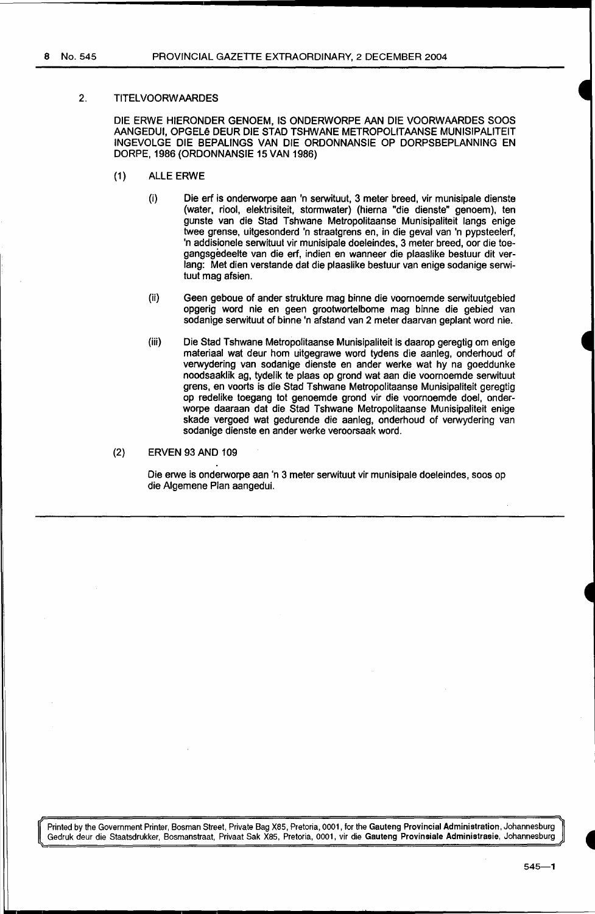2. TITELVOORWAARDES

DIE ERWE HIERONDER GENOEM, IS ONDERWORPE AAN DIE VOORWAARDES SOOS AANGEDUI, OPGELê DEUR DIE STAD TSHWANE METROPOLITAANSE MUNISIPALITEIT INGEVOLGE DIE BEPALINGS VAN DIE ORDONNANSIE OP DORPSBEPLANNING EN DORPE, 1986 (ORDONNANSIE 15 VAN 1986)

(1) ALLE ERWE

(i) Die erf is onderworpe aan 'n serwituut, 3 meter breed, vir munisipale dienste (water, riool, elektrisiteit, stormwater) (hierna "die dienste" genoem), ten gunste van die Stad Tshwane Metropolitaanse Munisipaliteit langs enige twee grense, uitgesonderd 'n straatgrens en, in die geval van 'n pypsteelerf, 'n addisionele serwituut vir munisipale doeleindes, 3 meter breed, oor die toegangsgedeelte van die erf, indien en wanneer die plaaslike bestuur dit verlang: Met dien verstande dat die plaaslike bestuur van enige sodanige serwituut mag afsien.

(ii) Geen geboue of ander strukture mag binne die voornoemde serwituutgebied opgerig word nie en geen grootwortelbome mag binne die gebied van sodanige serwituut of binne 'n afstand van 2 meter daarvan geplant word nie.

(iii) Die Stad Tshwane Metropolitaanse Munisipaliteit is daarop geregtig om enige materiaal wat deur hom uitgegrawe word tydens die aanleg, onderhoud of verwydering van sodanige dienste en ander werke wat hy na goeddunke noodsaaklik ag, tydelik te plaas op grond wat aan die voornoemde serwituut grens, en voorts is die Stad Tshwane Metropolitaanse Munisipaliteit geregtig op redelike toegang tot genoemde grond vir die voornoemde doel, onderworpe daaraan dat die Stad Tshwane Metropolitaanse Munisipaliteit enige skade vergoed wat gedurende die aanleg, onderhoud of verwydering van sodanige dienste en ander werke veroorsaak word.

(2) ERVEN 93 AND 109

Die erwe is onderworpe aan 'n 3 meter serwituut vir munisipale doeleindes, soos op die Algemene Plan aangedui.

Printed by the Government Printer, Bosman Street, Private Bag X85, Pretoria, 0001, for the **Gauteng Provincial Administration**, Johannesburg
Gedruk deur die Staatsdrukker, Bosmanstraat, Privaat Sak X85, Pretoria, 0001, vir die **Gauteng Provinsiale Administrasie**, Johannesburg

545—1